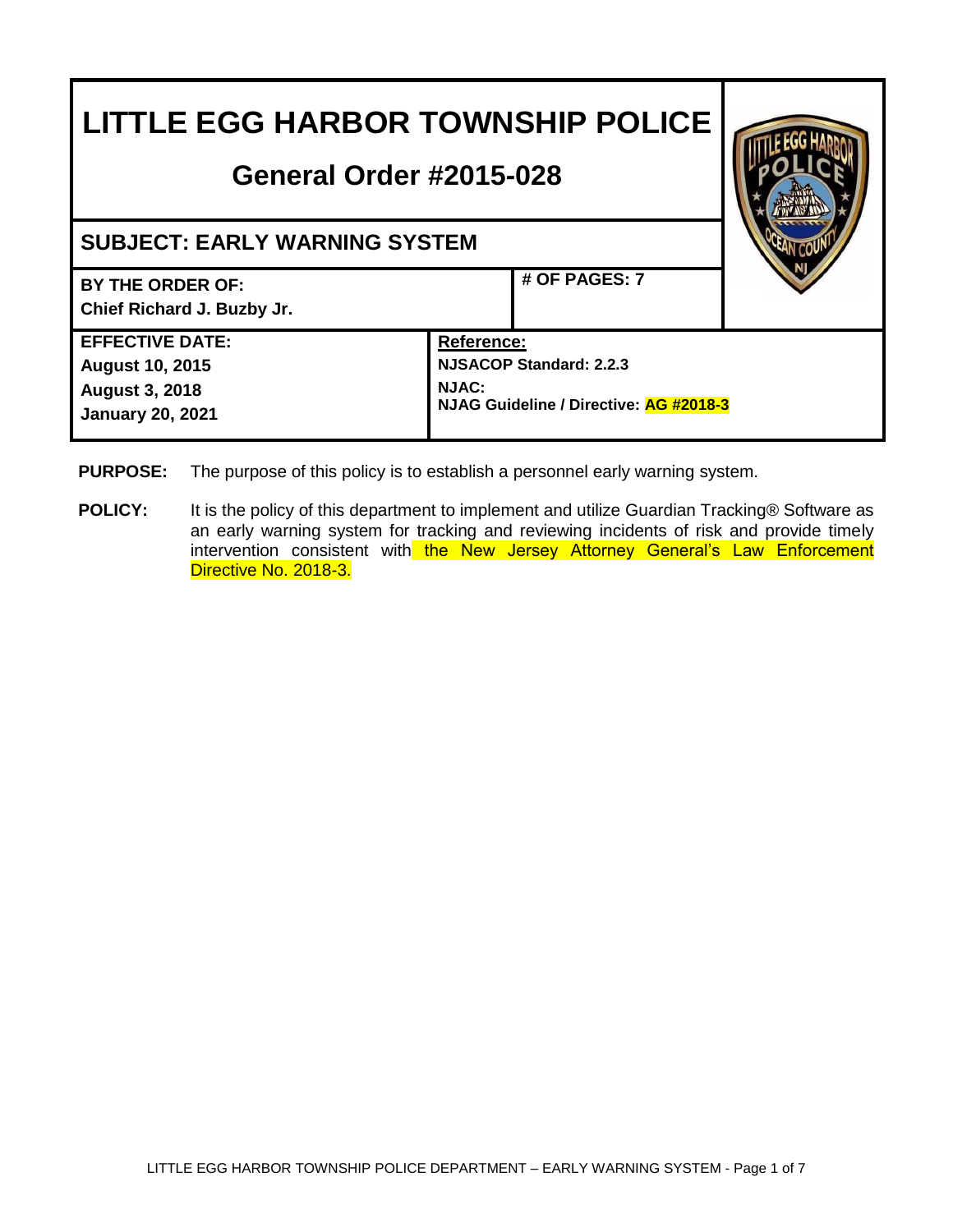# LITTLE EGG HARBOR TOWNSHIP POLICE

## General Order #2015-028

| **SUBJECT: EARLY WARNING SYSTEM** | |
|---|---|
| **BY THE ORDER OF:** Chief Richard J. Buzby Jr. | **# OF PAGES: 7** |
| **EFFECTIVE DATE:** August 10, 2015 / August 3, 2018 / January 20, 2021 | **Reference:** NJSACOP Standard: 2.2.3 / NJAC: / NJAG Guideline / Directive: AG #2018-3 |

**PURPOSE:** The purpose of this policy is to establish a personnel early warning system.

**POLICY:** It is the policy of this department to implement and utilize Guardian Tracking® Software as an early warning system for tracking and reviewing incidents of risk and provide timely intervention consistent with the New Jersey Attorney General's Law Enforcement Directive No. 2018-3.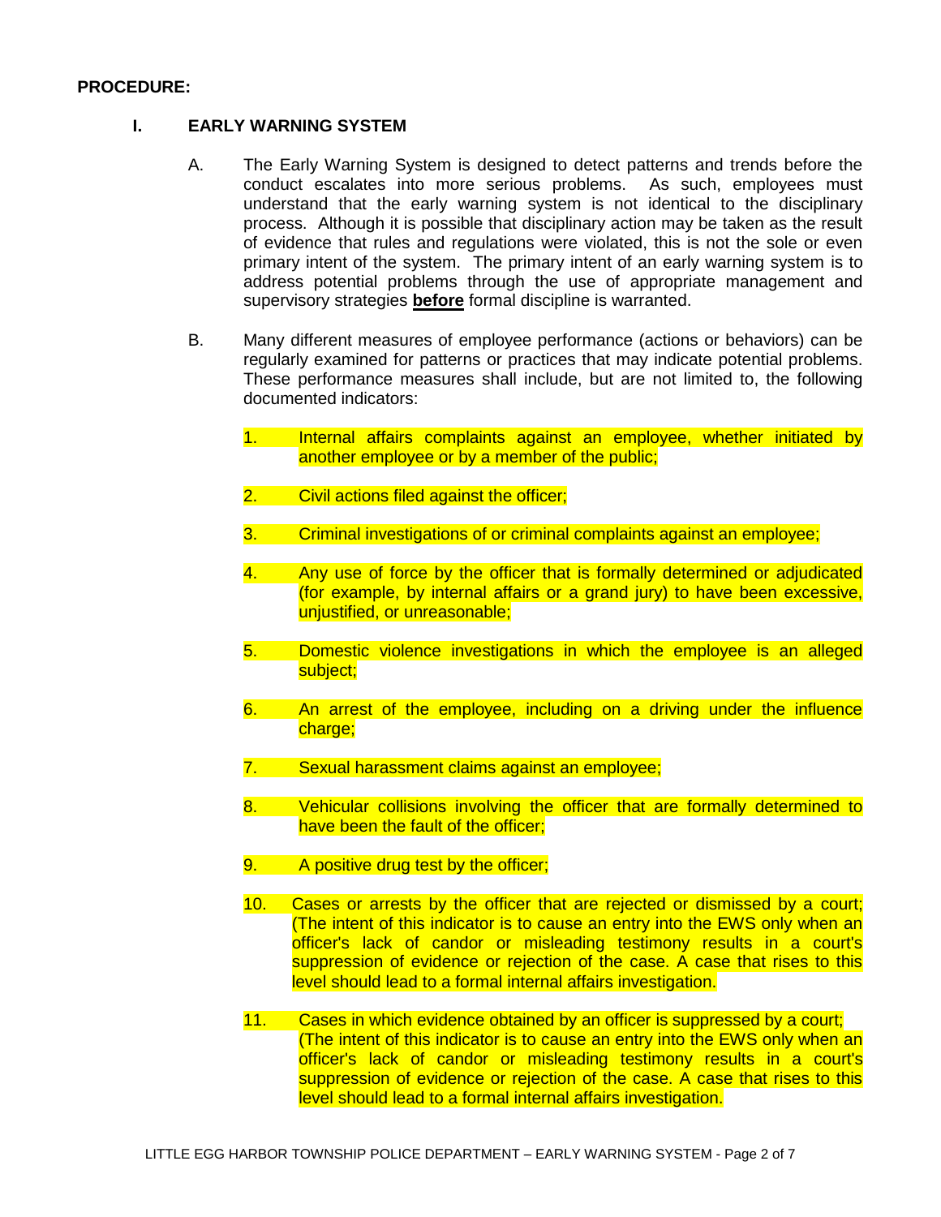**PROCEDURE:**

## I. EARLY WARNING SYSTEM

A. The Early Warning System is designed to detect patterns and trends before the conduct escalates into more serious problems. As such, employees must understand that the early warning system is not identical to the disciplinary process. Although it is possible that disciplinary action may be taken as the result of evidence that rules and regulations were violated, this is not the sole or even primary intent of the system. The primary intent of an early warning system is to address potential problems through the use of appropriate management and supervisory strategies **before** formal discipline is warranted.

B. Many different measures of employee performance (actions or behaviors) can be regularly examined for patterns or practices that may indicate potential problems. These performance measures shall include, but are not limited to, the following documented indicators:

1. Internal affairs complaints against an employee, whether initiated by another employee or by a member of the public;

2. Civil actions filed against the officer;

3. Criminal investigations of or criminal complaints against an employee;

4. Any use of force by the officer that is formally determined or adjudicated (for example, by internal affairs or a grand jury) to have been excessive, unjustified, or unreasonable;

5. Domestic violence investigations in which the employee is an alleged subject;

6. An arrest of the employee, including on a driving under the influence charge;

7. Sexual harassment claims against an employee;

8. Vehicular collisions involving the officer that are formally determined to have been the fault of the officer;

9. A positive drug test by the officer;

10. Cases or arrests by the officer that are rejected or dismissed by a court; (The intent of this indicator is to cause an entry into the EWS only when an officer's lack of candor or misleading testimony results in a court's suppression of evidence or rejection of the case. A case that rises to this level should lead to a formal internal affairs investigation.

11. Cases in which evidence obtained by an officer is suppressed by a court; (The intent of this indicator is to cause an entry into the EWS only when an officer's lack of candor or misleading testimony results in a court's suppression of evidence or rejection of the case. A case that rises to this level should lead to a formal internal affairs investigation.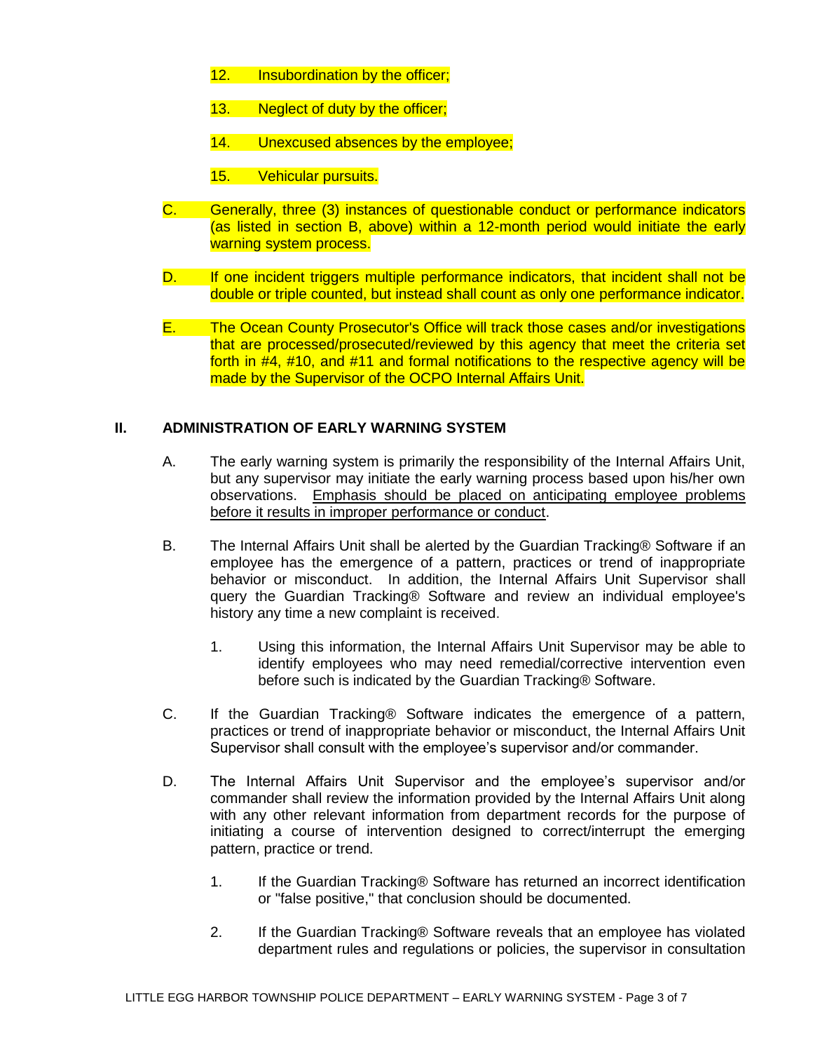12. Insubordination by the officer;

13. Neglect of duty by the officer;

14. Unexcused absences by the employee;

15. Vehicular pursuits.

C. Generally, three (3) instances of questionable conduct or performance indicators (as listed in section B, above) within a 12-month period would initiate the early warning system process.

D. If one incident triggers multiple performance indicators, that incident shall not be double or triple counted, but instead shall count as only one performance indicator.

E. The Ocean County Prosecutor's Office will track those cases and/or investigations that are processed/prosecuted/reviewed by this agency that meet the criteria set forth in #4, #10, and #11 and formal notifications to the respective agency will be made by the Supervisor of the OCPO Internal Affairs Unit.

## II. ADMINISTRATION OF EARLY WARNING SYSTEM

A. The early warning system is primarily the responsibility of the Internal Affairs Unit, but any supervisor may initiate the early warning process based upon his/her own observations. <u>Emphasis should be placed on anticipating employee problems before it results in improper performance or conduct</u>.

B. The Internal Affairs Unit shall be alerted by the Guardian Tracking® Software if an employee has the emergence of a pattern, practices or trend of inappropriate behavior or misconduct. In addition, the Internal Affairs Unit Supervisor shall query the Guardian Tracking® Software and review an individual employee's history any time a new complaint is received.

1. Using this information, the Internal Affairs Unit Supervisor may be able to identify employees who may need remedial/corrective intervention even before such is indicated by the Guardian Tracking® Software.

C. If the Guardian Tracking® Software indicates the emergence of a pattern, practices or trend of inappropriate behavior or misconduct, the Internal Affairs Unit Supervisor shall consult with the employee's supervisor and/or commander.

D. The Internal Affairs Unit Supervisor and the employee's supervisor and/or commander shall review the information provided by the Internal Affairs Unit along with any other relevant information from department records for the purpose of initiating a course of intervention designed to correct/interrupt the emerging pattern, practice or trend.

1. If the Guardian Tracking® Software has returned an incorrect identification or "false positive," that conclusion should be documented.

2. If the Guardian Tracking® Software reveals that an employee has violated department rules and regulations or policies, the supervisor in consultation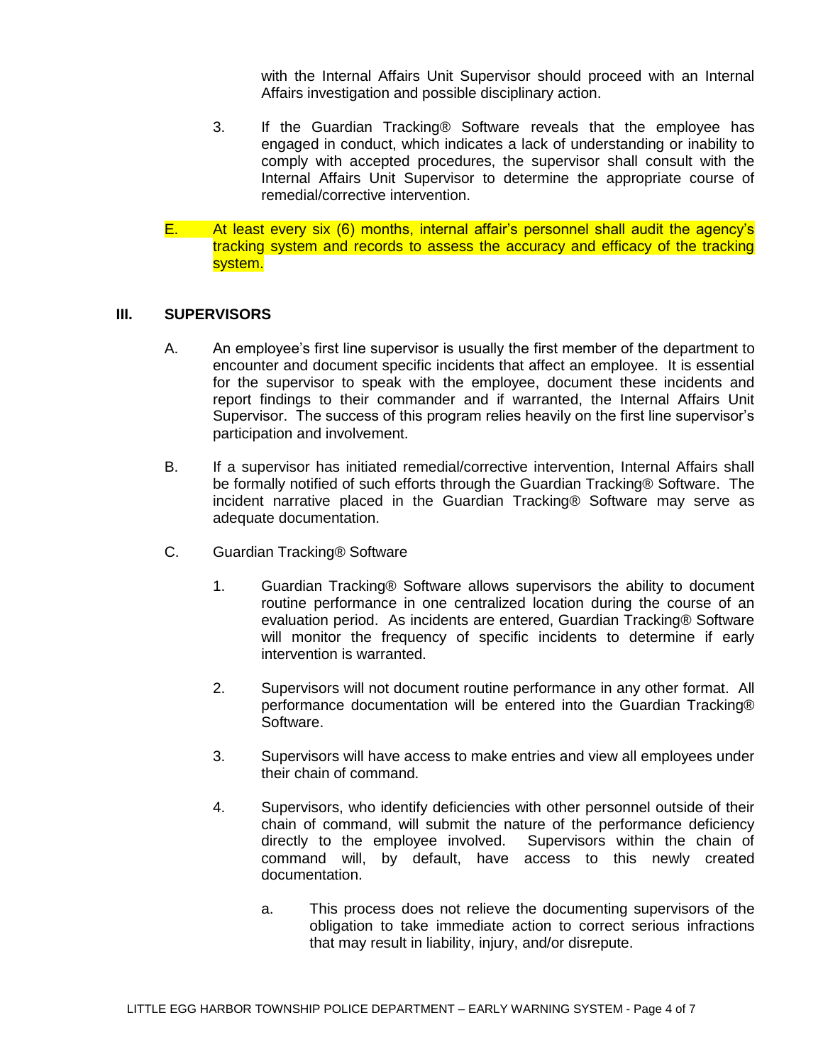with the Internal Affairs Unit Supervisor should proceed with an Internal Affairs investigation and possible disciplinary action.

3. If the Guardian Tracking® Software reveals that the employee has engaged in conduct, which indicates a lack of understanding or inability to comply with accepted procedures, the supervisor shall consult with the Internal Affairs Unit Supervisor to determine the appropriate course of remedial/corrective intervention.

E. At least every six (6) months, internal affair's personnel shall audit the agency's tracking system and records to assess the accuracy and efficacy of the tracking system.

## III. SUPERVISORS

A. An employee's first line supervisor is usually the first member of the department to encounter and document specific incidents that affect an employee. It is essential for the supervisor to speak with the employee, document these incidents and report findings to their commander and if warranted, the Internal Affairs Unit Supervisor. The success of this program relies heavily on the first line supervisor's participation and involvement.

B. If a supervisor has initiated remedial/corrective intervention, Internal Affairs shall be formally notified of such efforts through the Guardian Tracking® Software. The incident narrative placed in the Guardian Tracking® Software may serve as adequate documentation.

C. Guardian Tracking® Software

1. Guardian Tracking® Software allows supervisors the ability to document routine performance in one centralized location during the course of an evaluation period. As incidents are entered, Guardian Tracking® Software will monitor the frequency of specific incidents to determine if early intervention is warranted.

2. Supervisors will not document routine performance in any other format. All performance documentation will be entered into the Guardian Tracking® Software.

3. Supervisors will have access to make entries and view all employees under their chain of command.

4. Supervisors, who identify deficiencies with other personnel outside of their chain of command, will submit the nature of the performance deficiency directly to the employee involved. Supervisors within the chain of command will, by default, have access to this newly created documentation.

    a. This process does not relieve the documenting supervisors of the obligation to take immediate action to correct serious infractions that may result in liability, injury, and/or disrepute.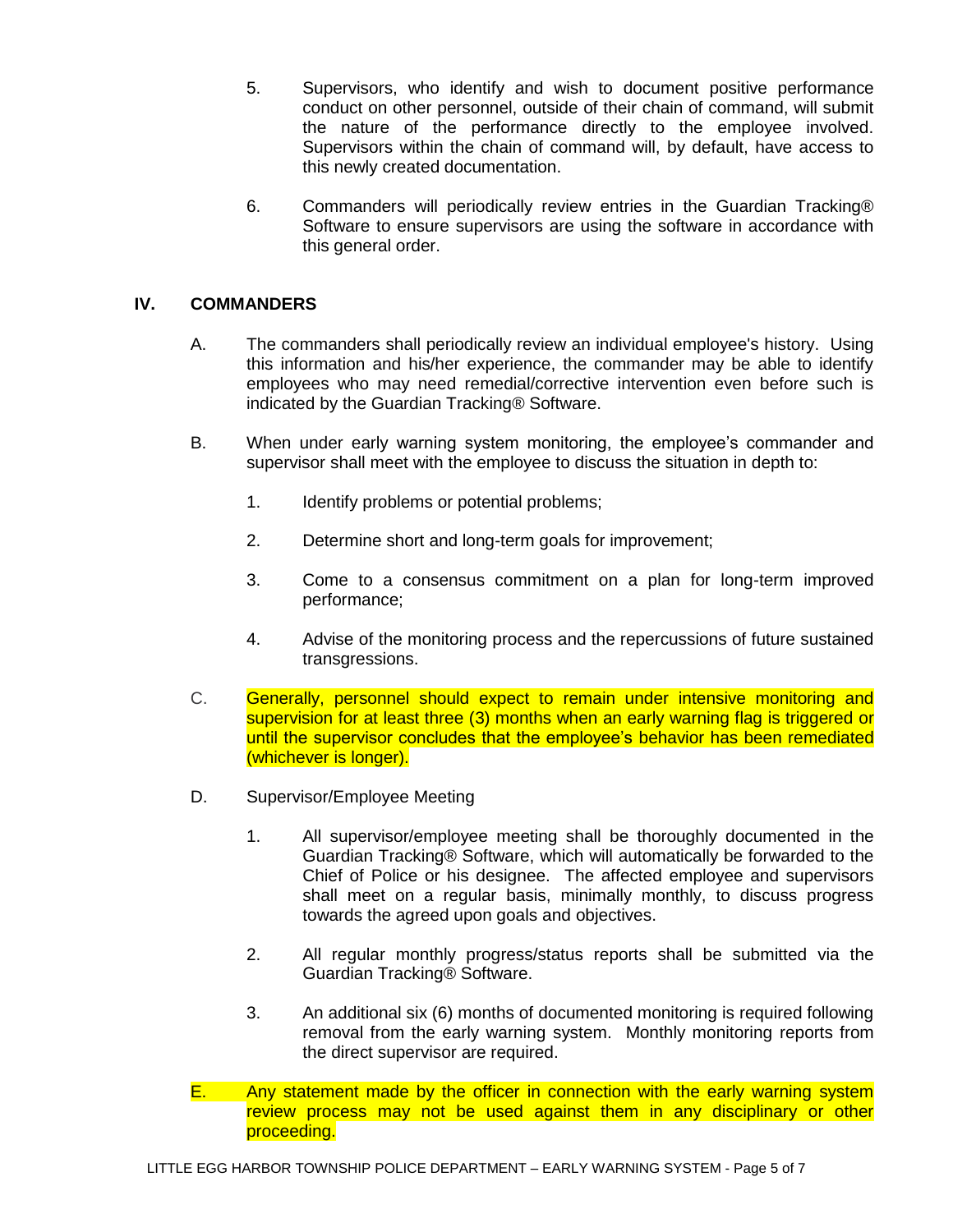5. Supervisors, who identify and wish to document positive performance conduct on other personnel, outside of their chain of command, will submit the nature of the performance directly to the employee involved. Supervisors within the chain of command will, by default, have access to this newly created documentation.

6. Commanders will periodically review entries in the Guardian Tracking® Software to ensure supervisors are using the software in accordance with this general order.

## IV. COMMANDERS

A. The commanders shall periodically review an individual employee's history. Using this information and his/her experience, the commander may be able to identify employees who may need remedial/corrective intervention even before such is indicated by the Guardian Tracking® Software.

B. When under early warning system monitoring, the employee's commander and supervisor shall meet with the employee to discuss the situation in depth to:

1. Identify problems or potential problems;

2. Determine short and long-term goals for improvement;

3. Come to a consensus commitment on a plan for long-term improved performance;

4. Advise of the monitoring process and the repercussions of future sustained transgressions.

C. Generally, personnel should expect to remain under intensive monitoring and supervision for at least three (3) months when an early warning flag is triggered or until the supervisor concludes that the employee's behavior has been remediated (whichever is longer).

D. Supervisor/Employee Meeting

1. All supervisor/employee meeting shall be thoroughly documented in the Guardian Tracking® Software, which will automatically be forwarded to the Chief of Police or his designee. The affected employee and supervisors shall meet on a regular basis, minimally monthly, to discuss progress towards the agreed upon goals and objectives.

2. All regular monthly progress/status reports shall be submitted via the Guardian Tracking® Software.

3. An additional six (6) months of documented monitoring is required following removal from the early warning system. Monthly monitoring reports from the direct supervisor are required.

E. Any statement made by the officer in connection with the early warning system review process may not be used against them in any disciplinary or other proceeding.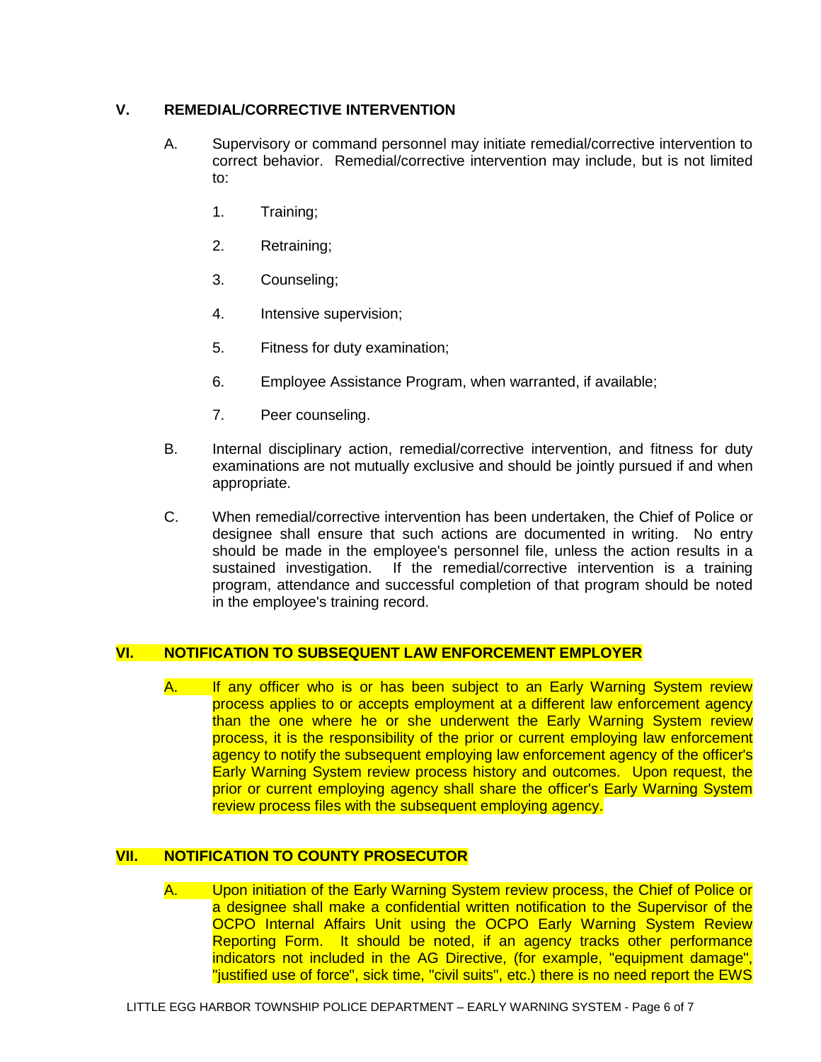## V. REMEDIAL/CORRECTIVE INTERVENTION

A. Supervisory or command personnel may initiate remedial/corrective intervention to correct behavior. Remedial/corrective intervention may include, but is not limited to:

1. Training;
2. Retraining;
3. Counseling;
4. Intensive supervision;
5. Fitness for duty examination;
6. Employee Assistance Program, when warranted, if available;
7. Peer counseling.

B. Internal disciplinary action, remedial/corrective intervention, and fitness for duty examinations are not mutually exclusive and should be jointly pursued if and when appropriate.

C. When remedial/corrective intervention has been undertaken, the Chief of Police or designee shall ensure that such actions are documented in writing. No entry should be made in the employee's personnel file, unless the action results in a sustained investigation. If the remedial/corrective intervention is a training program, attendance and successful completion of that program should be noted in the employee's training record.

## VI. NOTIFICATION TO SUBSEQUENT LAW ENFORCEMENT EMPLOYER

A. If any officer who is or has been subject to an Early Warning System review process applies to or accepts employment at a different law enforcement agency than the one where he or she underwent the Early Warning System review process, it is the responsibility of the prior or current employing law enforcement agency to notify the subsequent employing law enforcement agency of the officer's Early Warning System review process history and outcomes. Upon request, the prior or current employing agency shall share the officer's Early Warning System review process files with the subsequent employing agency.

## VII. NOTIFICATION TO COUNTY PROSECUTOR

A. Upon initiation of the Early Warning System review process, the Chief of Police or a designee shall make a confidential written notification to the Supervisor of the OCPO Internal Affairs Unit using the OCPO Early Warning System Review Reporting Form. It should be noted, if an agency tracks other performance indicators not included in the AG Directive, (for example, "equipment damage", "justified use of force", sick time, "civil suits", etc.) there is no need report the EWS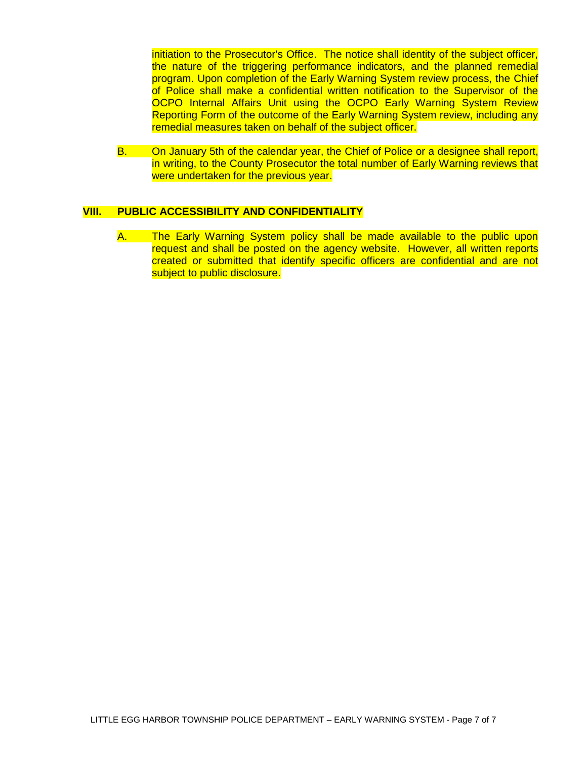initiation to the Prosecutor's Office. The notice shall identity of the subject officer, the nature of the triggering performance indicators, and the planned remedial program. Upon completion of the Early Warning System review process, the Chief of Police shall make a confidential written notification to the Supervisor of the OCPO Internal Affairs Unit using the OCPO Early Warning System Review Reporting Form of the outcome of the Early Warning System review, including any remedial measures taken on behalf of the subject officer.

B. On January 5th of the calendar year, the Chief of Police or a designee shall report, in writing, to the County Prosecutor the total number of Early Warning reviews that were undertaken for the previous year.

## VIII. PUBLIC ACCESSIBILITY AND CONFIDENTIALITY

A. The Early Warning System policy shall be made available to the public upon request and shall be posted on the agency website. However, all written reports created or submitted that identify specific officers are confidential and are not subject to public disclosure.